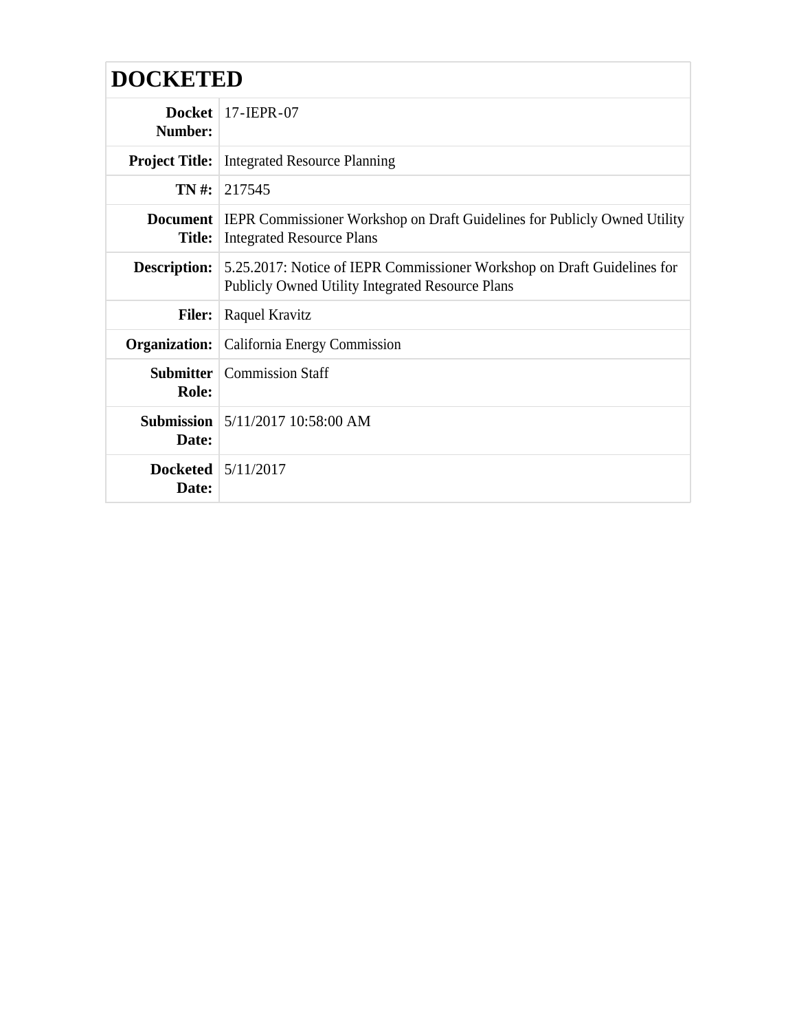# DOCKETED

| | |
|---|---|
| **Docket Number:** | 17-IEPR-07 |
| **Project Title:** | Integrated Resource Planning |
| **TN #:** | 217545 |
| **Document Title:** | IEPR Commissioner Workshop on Draft Guidelines for Publicly Owned Utility Integrated Resource Plans |
| **Description:** | 5.25.2017: Notice of IEPR Commissioner Workshop on Draft Guidelines for Publicly Owned Utility Integrated Resource Plans |
| **Filer:** | Raquel Kravitz |
| **Organization:** | California Energy Commission |
| **Submitter Role:** | Commission Staff |
| **Submission Date:** | 5/11/2017 10:58:00 AM |
| **Docketed Date:** | 5/11/2017 |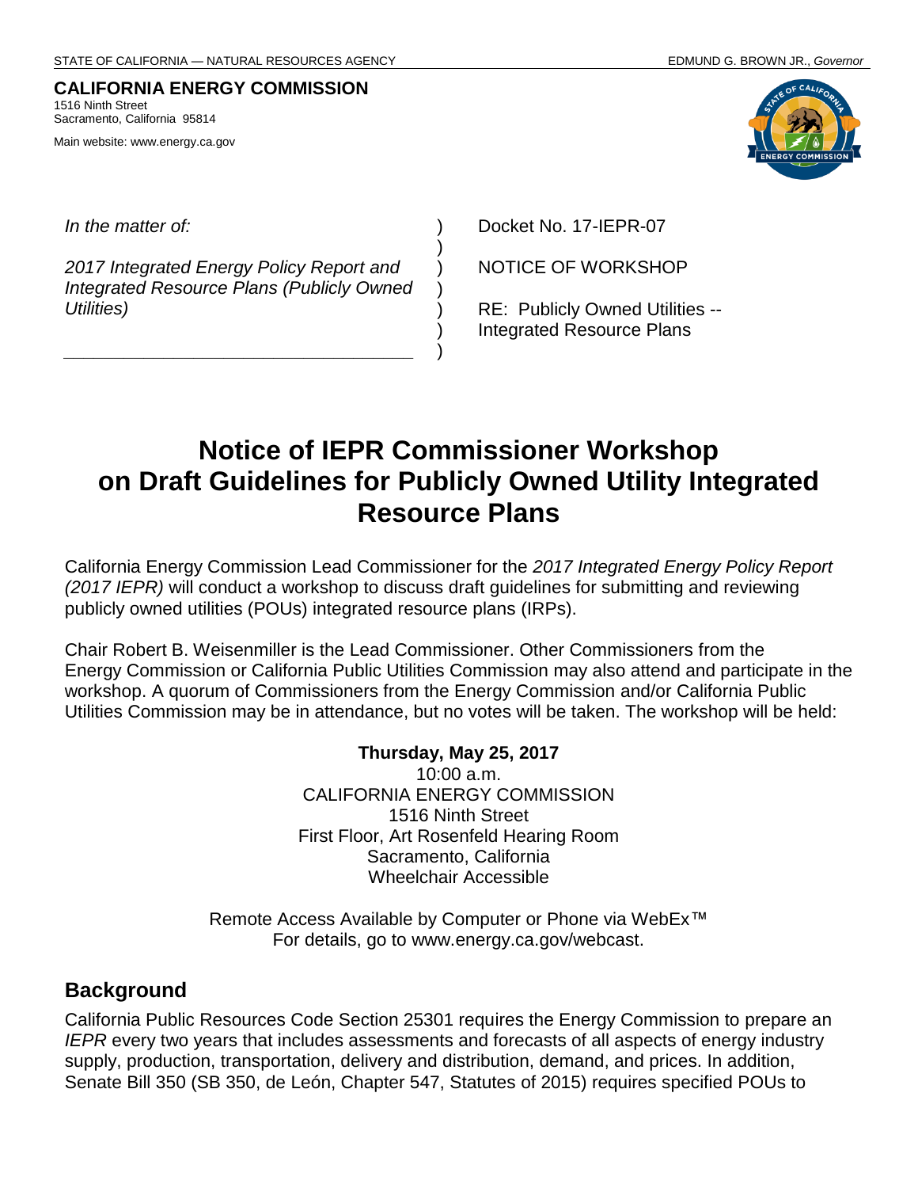STATE OF CALIFORNIA — NATURAL RESOURCES AGENCY

EDMUND G. BROWN JR., *Governor*

**CALIFORNIA ENERGY COMMISSION**
1516 Ninth Street
Sacramento, California 95814

Main website: www.energy.ca.gov

| | | |
|---|---|---|
| *In the matter of:* | ) | Docket No. 17-IEPR-07 |
| | ) | |
| *2017 Integrated Energy Policy Report and Integrated Resource Plans (Publicly Owned Utilities)* | ) | NOTICE OF WORKSHOP |
| | ) | |
| | ) | RE: Publicly Owned Utilities -- Integrated Resource Plans |
| | ) | |
| | ) | |

# Notice of IEPR Commissioner Workshop on Draft Guidelines for Publicly Owned Utility Integrated Resource Plans

California Energy Commission Lead Commissioner for the *2017 Integrated Energy Policy Report (2017 IEPR)* will conduct a workshop to discuss draft guidelines for submitting and reviewing publicly owned utilities (POUs) integrated resource plans (IRPs).

Chair Robert B. Weisenmiller is the Lead Commissioner. Other Commissioners from the Energy Commission or California Public Utilities Commission may also attend and participate in the workshop. A quorum of Commissioners from the Energy Commission and/or California Public Utilities Commission may be in attendance, but no votes will be taken. The workshop will be held:

**Thursday, May 25, 2017**
10:00 a.m.
CALIFORNIA ENERGY COMMISSION
1516 Ninth Street
First Floor, Art Rosenfeld Hearing Room
Sacramento, California
Wheelchair Accessible

Remote Access Available by Computer or Phone via WebEx™
For details, go to www.energy.ca.gov/webcast.

## Background

California Public Resources Code Section 25301 requires the Energy Commission to prepare an *IEPR* every two years that includes assessments and forecasts of all aspects of energy industry supply, production, transportation, delivery and distribution, demand, and prices. In addition, Senate Bill 350 (SB 350, de León, Chapter 547, Statutes of 2015) requires specified POUs to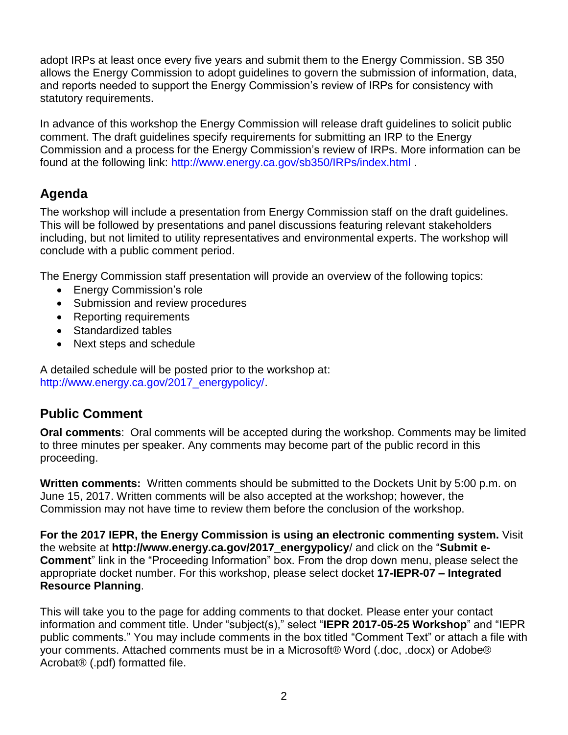adopt IRPs at least once every five years and submit them to the Energy Commission. SB 350 allows the Energy Commission to adopt guidelines to govern the submission of information, data, and reports needed to support the Energy Commission's review of IRPs for consistency with statutory requirements.

In advance of this workshop the Energy Commission will release draft guidelines to solicit public comment. The draft guidelines specify requirements for submitting an IRP to the Energy Commission and a process for the Energy Commission's review of IRPs. More information can be found at the following link: http://www.energy.ca.gov/sb350/IRPs/index.html .

## Agenda

The workshop will include a presentation from Energy Commission staff on the draft guidelines. This will be followed by presentations and panel discussions featuring relevant stakeholders including, but not limited to utility representatives and environmental experts. The workshop will conclude with a public comment period.

The Energy Commission staff presentation will provide an overview of the following topics:

- Energy Commission's role
- Submission and review procedures
- Reporting requirements
- Standardized tables
- Next steps and schedule

A detailed schedule will be posted prior to the workshop at: http://www.energy.ca.gov/2017_energypolicy/.

## Public Comment

**Oral comments**: Oral comments will be accepted during the workshop. Comments may be limited to three minutes per speaker. Any comments may become part of the public record in this proceeding.

**Written comments:** Written comments should be submitted to the Dockets Unit by 5:00 p.m. on June 15, 2017. Written comments will be also accepted at the workshop; however, the Commission may not have time to review them before the conclusion of the workshop.

**For the 2017 IEPR, the Energy Commission is using an electronic commenting system.** Visit the website at **http://www.energy.ca.gov/2017_energypolicy**/ and click on the "**Submit e-Comment**" link in the "Proceeding Information" box. From the drop down menu, please select the appropriate docket number. For this workshop, please select docket **17-IEPR-07 – Integrated Resource Planning**.

This will take you to the page for adding comments to that docket. Please enter your contact information and comment title. Under "subject(s)," select "**IEPR 2017-05-25 Workshop**" and "IEPR public comments." You may include comments in the box titled "Comment Text" or attach a file with your comments. Attached comments must be in a Microsoft® Word (.doc, .docx) or Adobe® Acrobat® (.pdf) formatted file.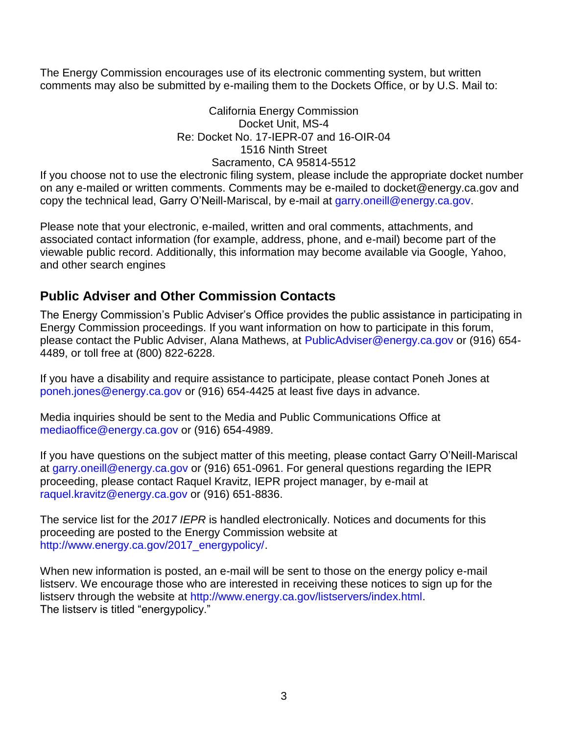The Energy Commission encourages use of its electronic commenting system, but written comments may also be submitted by e-mailing them to the Dockets Office, or by U.S. Mail to:

California Energy Commission
Docket Unit, MS-4
Re: Docket No. 17-IEPR-07 and 16-OIR-04
1516 Ninth Street
Sacramento, CA 95814-5512

If you choose not to use the electronic filing system, please include the appropriate docket number on any e-mailed or written comments. Comments may be e-mailed to docket@energy.ca.gov and copy the technical lead, Garry O'Neill-Mariscal, by e-mail at garry.oneill@energy.ca.gov.

Please note that your electronic, e-mailed, written and oral comments, attachments, and associated contact information (for example, address, phone, and e-mail) become part of the viewable public record. Additionally, this information may become available via Google, Yahoo, and other search engines

## Public Adviser and Other Commission Contacts

The Energy Commission's Public Adviser's Office provides the public assistance in participating in Energy Commission proceedings. If you want information on how to participate in this forum, please contact the Public Adviser, Alana Mathews, at PublicAdviser@energy.ca.gov or (916) 654-4489, or toll free at (800) 822-6228.

If you have a disability and require assistance to participate, please contact Poneh Jones at poneh.jones@energy.ca.gov or (916) 654-4425 at least five days in advance.

Media inquiries should be sent to the Media and Public Communications Office at mediaoffice@energy.ca.gov or (916) 654-4989.

If you have questions on the subject matter of this meeting, please contact Garry O'Neill-Mariscal at garry.oneill@energy.ca.gov or (916) 651-0961. For general questions regarding the IEPR proceeding, please contact Raquel Kravitz, IEPR project manager, by e-mail at raquel.kravitz@energy.ca.gov or (916) 651-8836.

The service list for the *2017 IEPR* is handled electronically. Notices and documents for this proceeding are posted to the Energy Commission website at http://www.energy.ca.gov/2017_energypolicy/.

When new information is posted, an e-mail will be sent to those on the energy policy e-mail listserv. We encourage those who are interested in receiving these notices to sign up for the listserv through the website at http://www.energy.ca.gov/listservers/index.html.
The listserv is titled "energypolicy."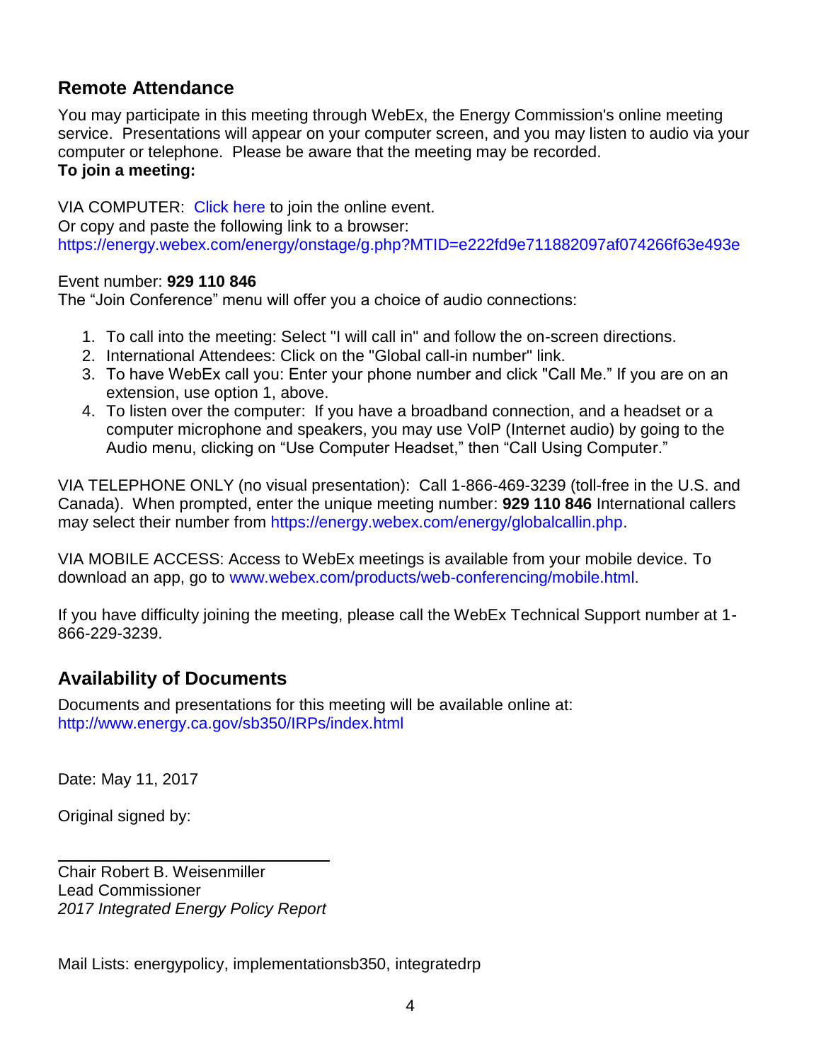## Remote Attendance

You may participate in this meeting through WebEx, the Energy Commission's online meeting service. Presentations will appear on your computer screen, and you may listen to audio via your computer or telephone. Please be aware that the meeting may be recorded.

**To join a meeting:**

VIA COMPUTER: Click here to join the online event.
Or copy and paste the following link to a browser:
https://energy.webex.com/energy/onstage/g.php?MTID=e222fd9e711882097af074266f63e493e

Event number: **929 110 846**
The "Join Conference" menu will offer you a choice of audio connections:

1. To call into the meeting: Select "I will call in" and follow the on-screen directions.
2. International Attendees: Click on the "Global call-in number" link.
3. To have WebEx call you: Enter your phone number and click "Call Me." If you are on an extension, use option 1, above.
4. To listen over the computer: If you have a broadband connection, and a headset or a computer microphone and speakers, you may use VolP (Internet audio) by going to the Audio menu, clicking on "Use Computer Headset," then "Call Using Computer."

VIA TELEPHONE ONLY (no visual presentation): Call 1-866-469-3239 (toll-free in the U.S. and Canada). When prompted, enter the unique meeting number: **929 110 846** International callers may select their number from https://energy.webex.com/energy/globalcallin.php.

VIA MOBILE ACCESS: Access to WebEx meetings is available from your mobile device. To download an app, go to www.webex.com/products/web-conferencing/mobile.html.

If you have difficulty joining the meeting, please call the WebEx Technical Support number at 1-866-229-3239.

## Availability of Documents

Documents and presentations for this meeting will be available online at:
http://www.energy.ca.gov/sb350/IRPs/index.html

Date: May 11, 2017

Original signed by:

\_\_\_\_\_\_\_\_\_\_\_\_\_\_\_\_\_\_\_\_\_\_\_\_\_\_\_\_\_\_

Chair Robert B. Weisenmiller
Lead Commissioner
*2017 Integrated Energy Policy Report*

Mail Lists: energypolicy, implementationsb350, integratedrp